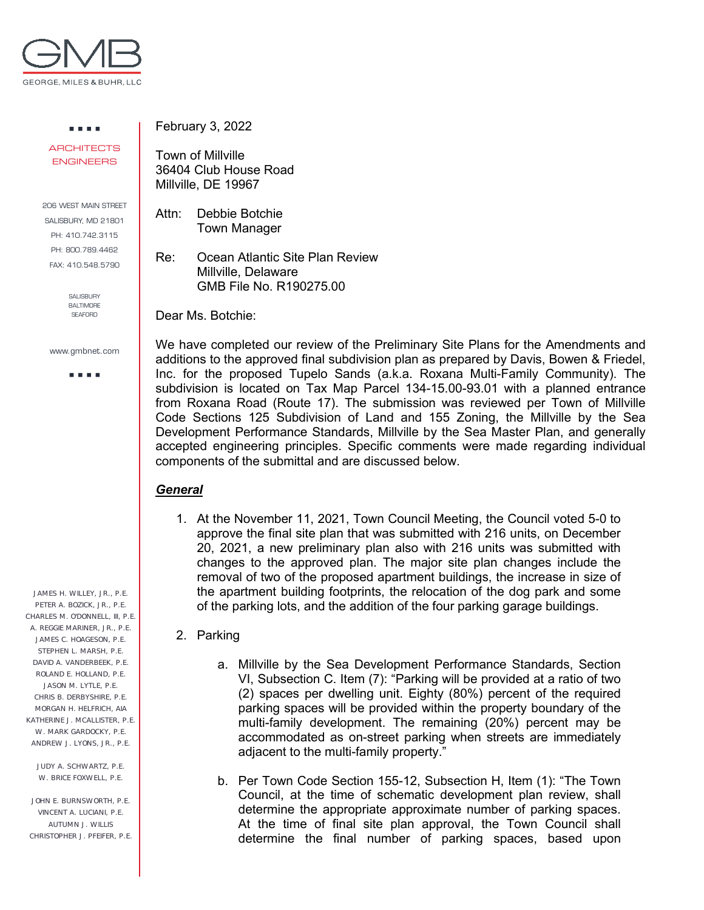GEORGE, MILES & BUHR, LLC

ARCHITECTS
ENGINEERS

206 WEST MAIN STREET
SALISBURY, MD 21801
PH: 410.742.3115
PH: 800.789.4462
FAX: 410.548.5790

SALISBURY
BALTIMORE
SEAFORD

www.gmbnet.com

JAMES H. WILLEY, JR., P.E.
PETER A. BOZICK, JR., P.E.
CHARLES M. O'DONNELL, III, P.E.
A. REGGIE MARINER, JR., P.E.
JAMES C. HOAGESON, P.E.
STEPHEN L. MARSH, P.E.
DAVID A. VANDERBEEK, P.E.
ROLAND E. HOLLAND, P.E.
JASON M. LYTLE, P.E.
CHRIS B. DERBYSHIRE, P.E.
MORGAN H. HELFRICH, AIA
KATHERINE J. MCALLISTER, P.E.
W. MARK GARDOCKY, P.E.
ANDREW J. LYONS, JR., P.E.

JUDY A. SCHWARTZ, P.E.
W. BRICE FOXWELL, P.E.

JOHN E. BURNSWORTH, P.E.
VINCENT A. LUCIANI, P.E.
AUTUMN J. WILLIS
CHRISTOPHER J. PFEIFER, P.E.

February 3, 2022

Town of Millville
36404 Club House Road
Millville, DE 19967

Attn: Debbie Botchie
Town Manager

Re: Ocean Atlantic Site Plan Review
Millville, Delaware
GMB File No. R190275.00

Dear Ms. Botchie:

We have completed our review of the Preliminary Site Plans for the Amendments and additions to the approved final subdivision plan as prepared by Davis, Bowen & Friedel, Inc. for the proposed Tupelo Sands (a.k.a. Roxana Multi-Family Community). The subdivision is located on Tax Map Parcel 134-15.00-93.01 with a planned entrance from Roxana Road (Route 17). The submission was reviewed per Town of Millville Code Sections 125 Subdivision of Land and 155 Zoning, the Millville by the Sea Development Performance Standards, Millville by the Sea Master Plan, and generally accepted engineering principles. Specific comments were made regarding individual components of the submittal and are discussed below.

***General***

1. At the November 11, 2021, Town Council Meeting, the Council voted 5-0 to approve the final site plan that was submitted with 216 units, on December 20, 2021, a new preliminary plan also with 216 units was submitted with changes to the approved plan. The major site plan changes include the removal of two of the proposed apartment buildings, the increase in size of the apartment building footprints, the relocation of the dog park and some of the parking lots, and the addition of the four parking garage buildings.

2. Parking

   a. Millville by the Sea Development Performance Standards, Section VI, Subsection C. Item (7): "Parking will be provided at a ratio of two (2) spaces per dwelling unit. Eighty (80%) percent of the required parking spaces will be provided within the property boundary of the multi-family development. The remaining (20%) percent may be accommodated as on-street parking when streets are immediately adjacent to the multi-family property."

   b. Per Town Code Section 155-12, Subsection H, Item (1): "The Town Council, at the time of schematic development plan review, shall determine the appropriate approximate number of parking spaces. At the time of final site plan approval, the Town Council shall determine the final number of parking spaces, based upon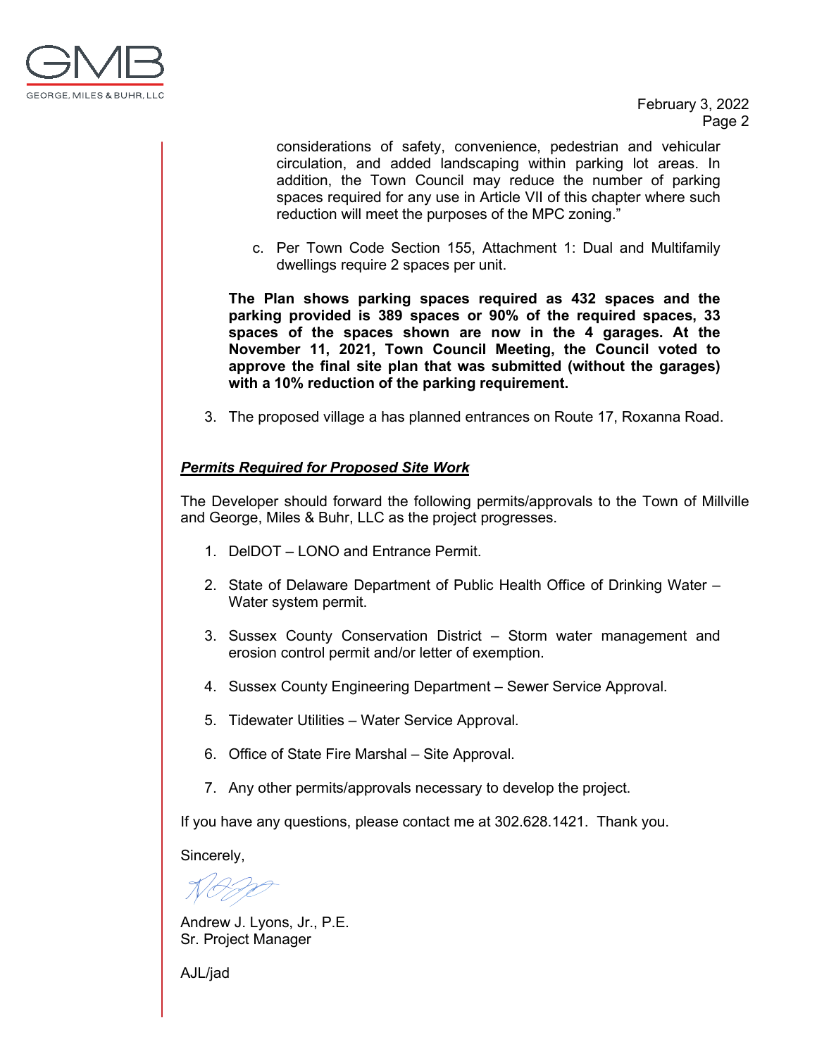considerations of safety, convenience, pedestrian and vehicular circulation, and added landscaping within parking lot areas. In addition, the Town Council may reduce the number of parking spaces required for any use in Article VII of this chapter where such reduction will meet the purposes of the MPC zoning."

c. Per Town Code Section 155, Attachment 1: Dual and Multifamily dwellings require 2 spaces per unit.

**The Plan shows parking spaces required as 432 spaces and the parking provided is 389 spaces or 90% of the required spaces, 33 spaces of the spaces shown are now in the 4 garages. At the November 11, 2021, Town Council Meeting, the Council voted to approve the final site plan that was submitted (without the garages) with a 10% reduction of the parking requirement.**

3. The proposed village a has planned entrances on Route 17, Roxanna Road.

***Permits Required for Proposed Site Work***

The Developer should forward the following permits/approvals to the Town of Millville and George, Miles & Buhr, LLC as the project progresses.

1. DelDOT – LONO and Entrance Permit.
2. State of Delaware Department of Public Health Office of Drinking Water – Water system permit.
3. Sussex County Conservation District – Storm water management and erosion control permit and/or letter of exemption.
4. Sussex County Engineering Department – Sewer Service Approval.
5. Tidewater Utilities – Water Service Approval.
6. Office of State Fire Marshal – Site Approval.
7. Any other permits/approvals necessary to develop the project.

If you have any questions, please contact me at 302.628.1421. Thank you.

Sincerely,

Andrew J. Lyons, Jr., P.E.
Sr. Project Manager

AJL/jad